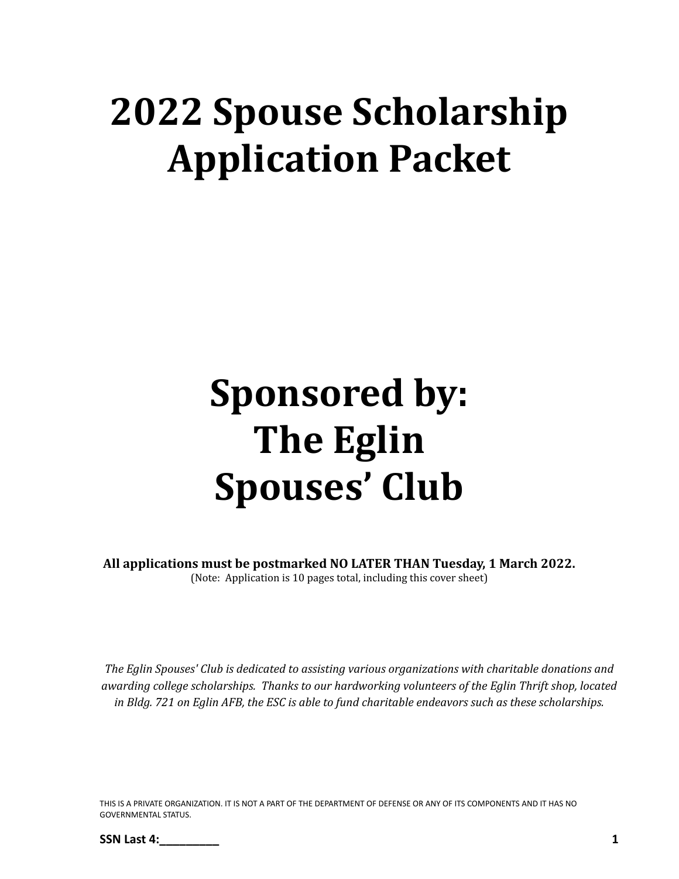# 2022 Spouse Scholarship Application Packet

# Sponsored by: The Eglin Spouses' Club

**All applications must be postmarked NO LATER THAN Tuesday, 1 March 2022.**
(Note: Application is 10 pages total, including this cover sheet)

*The Eglin Spouses' Club is dedicated to assisting various organizations with charitable donations and awarding college scholarships. Thanks to our hardworking volunteers of the Eglin Thrift shop, located in Bldg. 721 on Eglin AFB, the ESC is able to fund charitable endeavors such as these scholarships.*

THIS IS A PRIVATE ORGANIZATION. IT IS NOT A PART OF THE DEPARTMENT OF DEFENSE OR ANY OF ITS COMPONENTS AND IT HAS NO GOVERNMENTAL STATUS.

**SSN Last 4:_________**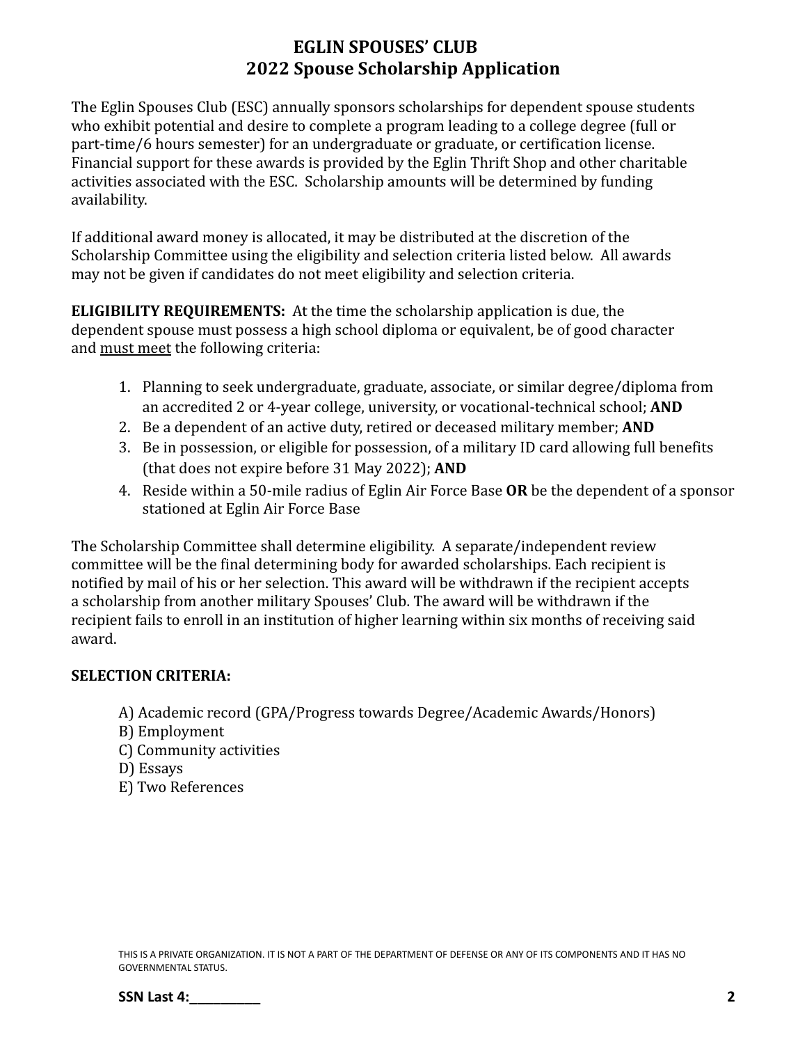# EGLIN SPOUSES' CLUB
## 2022 Spouse Scholarship Application

The Eglin Spouses Club (ESC) annually sponsors scholarships for dependent spouse students who exhibit potential and desire to complete a program leading to a college degree (full or part-time/6 hours semester) for an undergraduate or graduate, or certification license. Financial support for these awards is provided by the Eglin Thrift Shop and other charitable activities associated with the ESC. Scholarship amounts will be determined by funding availability.

If additional award money is allocated, it may be distributed at the discretion of the Scholarship Committee using the eligibility and selection criteria listed below. All awards may not be given if candidates do not meet eligibility and selection criteria.

**ELIGIBILITY REQUIREMENTS:** At the time the scholarship application is due, the dependent spouse must possess a high school diploma or equivalent, be of good character and <u>must meet</u> the following criteria:

1. Planning to seek undergraduate, graduate, associate, or similar degree/diploma from an accredited 2 or 4-year college, university, or vocational-technical school; **AND**
2. Be a dependent of an active duty, retired or deceased military member; **AND**
3. Be in possession, or eligible for possession, of a military ID card allowing full benefits (that does not expire before 31 May 2022); **AND**
4. Reside within a 50-mile radius of Eglin Air Force Base **OR** be the dependent of a sponsor stationed at Eglin Air Force Base

The Scholarship Committee shall determine eligibility. A separate/independent review committee will be the final determining body for awarded scholarships. Each recipient is notified by mail of his or her selection. This award will be withdrawn if the recipient accepts a scholarship from another military Spouses' Club. The award will be withdrawn if the recipient fails to enroll in an institution of higher learning within six months of receiving said award.

**SELECTION CRITERIA:**

A) Academic record (GPA/Progress towards Degree/Academic Awards/Honors)
B) Employment
C) Community activities
D) Essays
E) Two References

THIS IS A PRIVATE ORGANIZATION. IT IS NOT A PART OF THE DEPARTMENT OF DEFENSE OR ANY OF ITS COMPONENTS AND IT HAS NO GOVERNMENTAL STATUS.

**SSN Last 4:__________**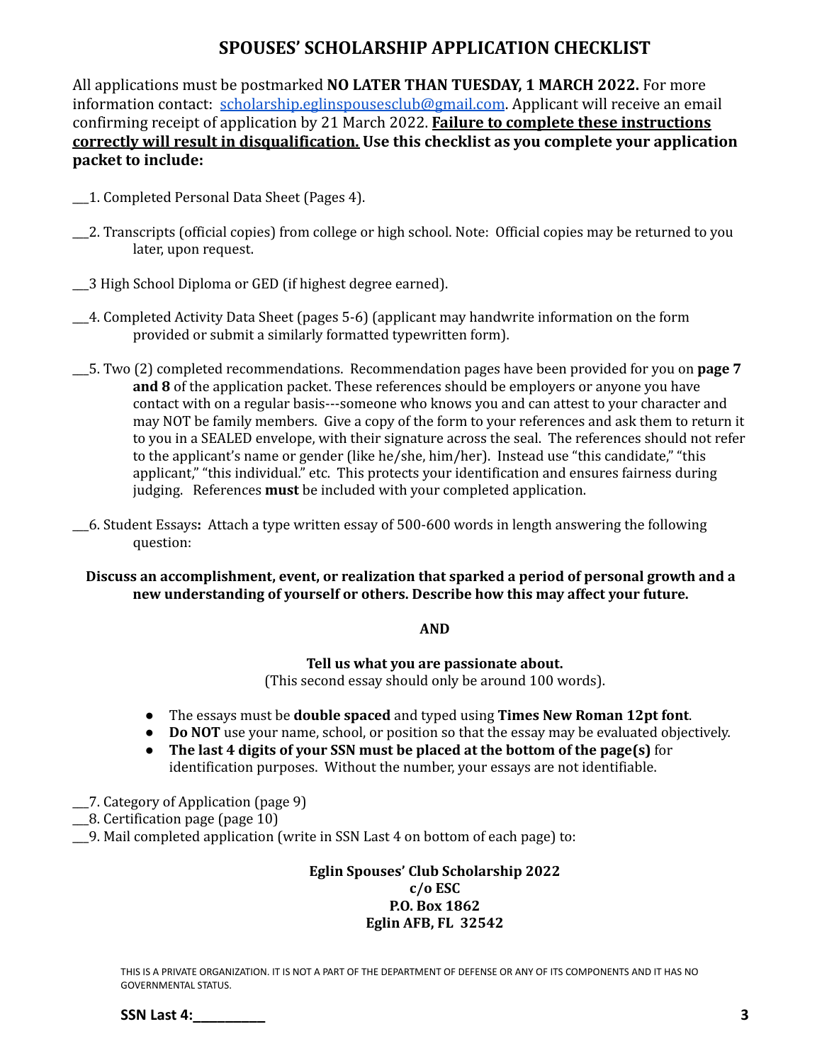# SPOUSES' SCHOLARSHIP APPLICATION CHECKLIST

All applications must be postmarked **NO LATER THAN TUESDAY, 1 MARCH 2022.** For more information contact: scholarship.eglinspousesclub@gmail.com. Applicant will receive an email confirming receipt of application by 21 March 2022. **Failure to complete these instructions correctly will result in disqualification. Use this checklist as you complete your application packet to include:**

___1. Completed Personal Data Sheet (Pages 4).

___2. Transcripts (official copies) from college or high school. Note: Official copies may be returned to you later, upon request.

___3 High School Diploma or GED (if highest degree earned).

___4. Completed Activity Data Sheet (pages 5-6) (applicant may handwrite information on the form provided or submit a similarly formatted typewritten form).

___5. Two (2) completed recommendations. Recommendation pages have been provided for you on **page 7 and 8** of the application packet. These references should be employers or anyone you have contact with on a regular basis---someone who knows you and can attest to your character and may NOT be family members. Give a copy of the form to your references and ask them to return it to you in a SEALED envelope, with their signature across the seal. The references should not refer to the applicant's name or gender (like he/she, him/her). Instead use "this candidate," "this applicant," "this individual." etc. This protects your identification and ensures fairness during judging. References **must** be included with your completed application.

___6. Student Essays**:** Attach a type written essay of 500-600 words in length answering the following question:

**Discuss an accomplishment, event, or realization that sparked a period of personal growth and a new understanding of yourself or others. Describe how this may affect your future.**

**AND**

**Tell us what you are passionate about.**
(This second essay should only be around 100 words).

- The essays must be **double spaced** and typed using **Times New Roman 12pt font**.
- **Do NOT** use your name, school, or position so that the essay may be evaluated objectively.
- **The last 4 digits of your SSN must be placed at the bottom of the page(s)** for identification purposes. Without the number, your essays are not identifiable.

___7. Category of Application (page 9)
___8. Certification page (page 10)
___9. Mail completed application (write in SSN Last 4 on bottom of each page) to:

**Eglin Spouses' Club Scholarship 2022**
**c/o ESC**
**P.O. Box 1862**
**Eglin AFB, FL 32542**

THIS IS A PRIVATE ORGANIZATION. IT IS NOT A PART OF THE DEPARTMENT OF DEFENSE OR ANY OF ITS COMPONENTS AND IT HAS NO GOVERNMENTAL STATUS.

**SSN Last 4:__________**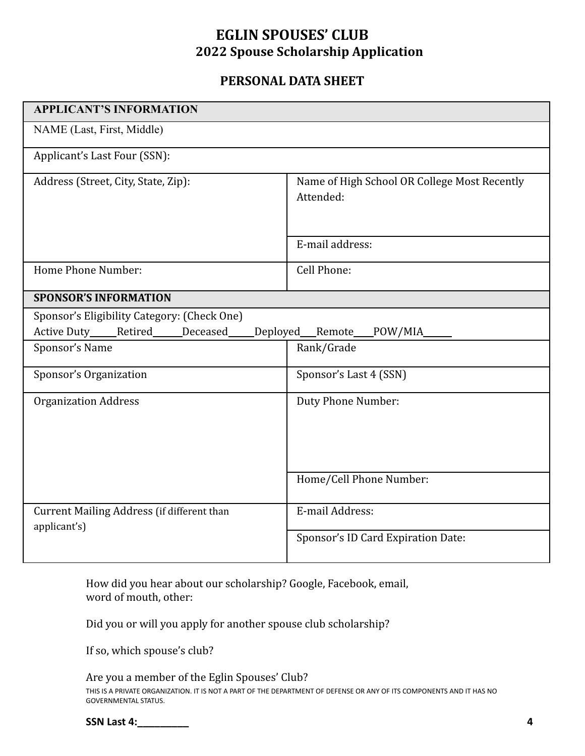# EGLIN SPOUSES' CLUB

## 2022 Spouse Scholarship Application

### PERSONAL DATA SHEET

| APPLICANT'S INFORMATION | |
|---|---|
| NAME (Last, First, Middle) | |
| Applicant's Last Four (SSN): | |
| Address (Street, City, State, Zip): | Name of High School OR College Most Recently Attended: |
| | E-mail address: |
| Home Phone Number: | Cell Phone: |
| **SPONSOR'S INFORMATION** | |
| Sponsor's Eligibility Category: (Check One)<br>Active Duty_____Retired______Deceased_____Deployed___Remote____POW/MIA______ | |
| Sponsor's Name | Rank/Grade |
| Sponsor's Organization | Sponsor's Last 4 (SSN) |
| Organization Address | Duty Phone Number: |
| | Home/Cell Phone Number: |
| Current Mailing Address (if different than applicant's) | E-mail Address: |
| | Sponsor's ID Card Expiration Date: |

How did you hear about our scholarship? Google, Facebook, email, word of mouth, other:

Did you or will you apply for another spouse club scholarship?

If so, which spouse's club?

Are you a member of the Eglin Spouses' Club?

THIS IS A PRIVATE ORGANIZATION. IT IS NOT A PART OF THE DEPARTMENT OF DEFENSE OR ANY OF ITS COMPONENTS AND IT HAS NO GOVERNMENTAL STATUS.

**SSN Last 4:_________**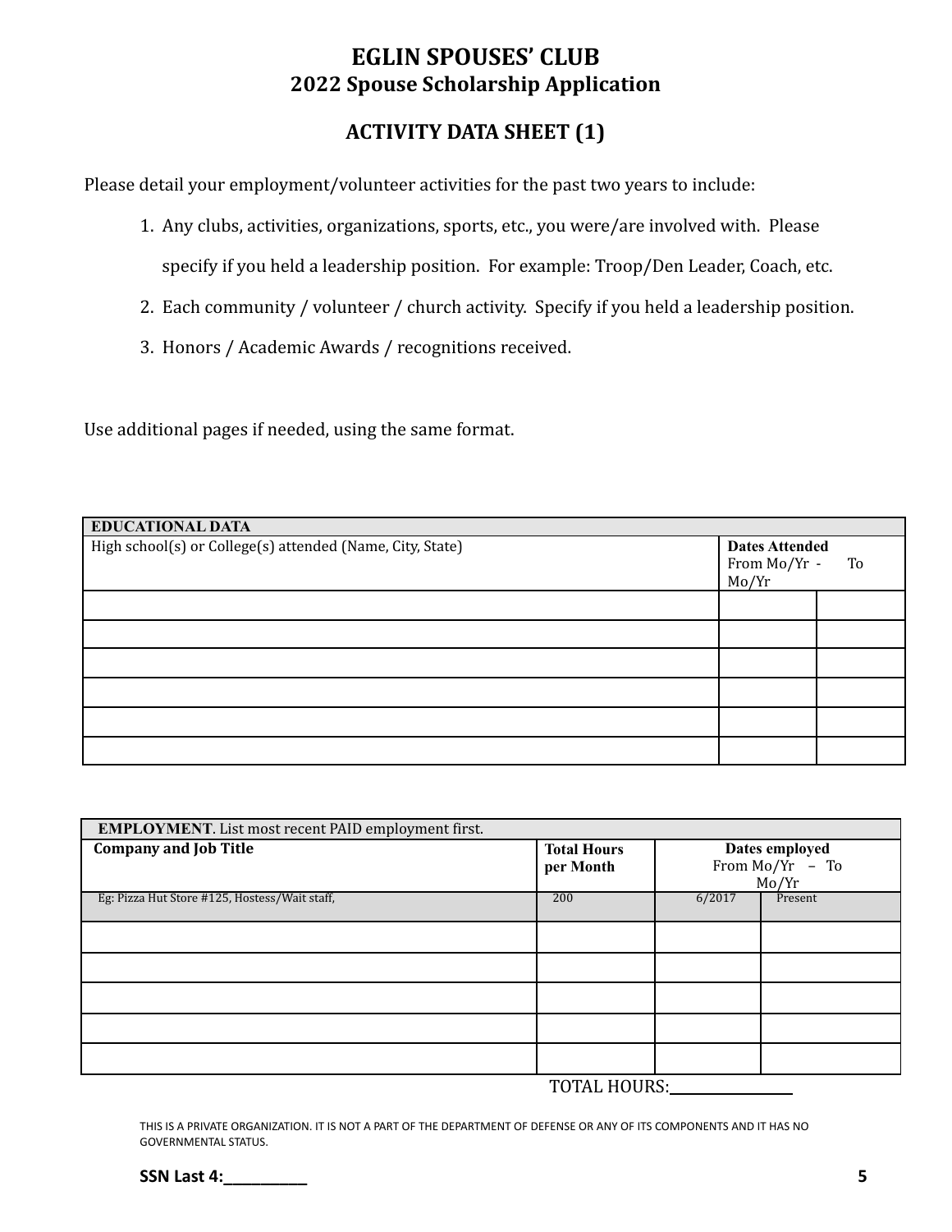# EGLIN SPOUSES' CLUB
## 2022 Spouse Scholarship Application

## ACTIVITY DATA SHEET (1)

Please detail your employment/volunteer activities for the past two years to include:

1. Any clubs, activities, organizations, sports, etc., you were/are involved with. Please specify if you held a leadership position. For example: Troop/Den Leader, Coach, etc.
2. Each community / volunteer / church activity. Specify if you held a leadership position.
3. Honors / Academic Awards / recognitions received.

Use additional pages if needed, using the same format.

| **EDUCATIONAL DATA** | | |
|---|---|---|
| High school(s) or College(s) attended (Name, City, State) | **Dates Attended** From Mo/Yr - | To Mo/Yr |
| | | |
| | | |
| | | |
| | | |
| | | |
| | | |

| **EMPLOYMENT**. List most recent PAID employment first. | | | |
|---|---|---|---|
| **Company and Job Title** | **Total Hours per Month** | **Dates employed** From Mo/Yr – | To Mo/Yr |
| Eg: Pizza Hut Store #125, Hostess/Wait staff, | 200 | 6/2017 | Present |
| | | | |
| | | | |
| | | | |
| | | | |
| | | | |

TOTAL HOURS:________________

THIS IS A PRIVATE ORGANIZATION. IT IS NOT A PART OF THE DEPARTMENT OF DEFENSE OR ANY OF ITS COMPONENTS AND IT HAS NO GOVERNMENTAL STATUS.

**SSN Last 4:__________**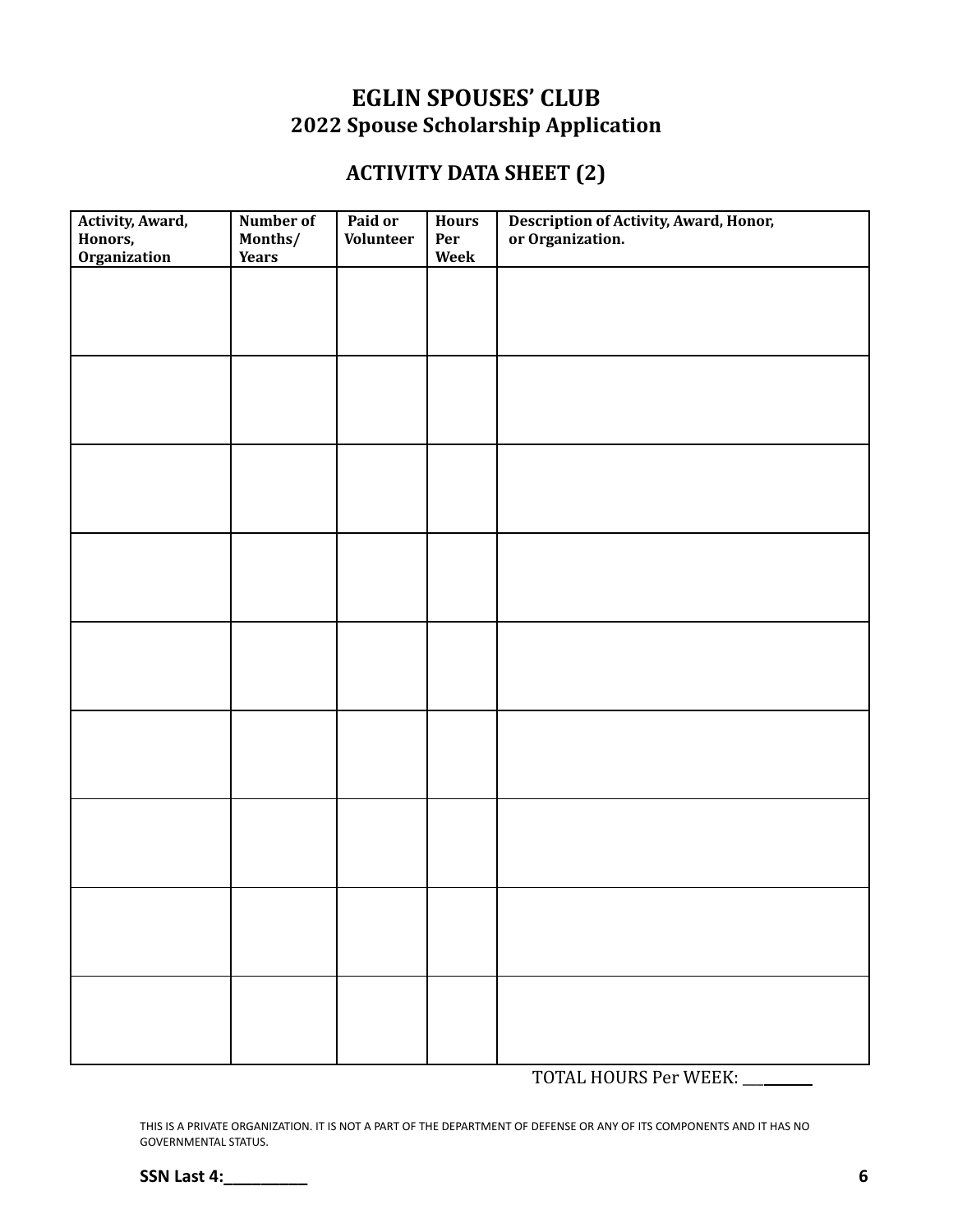# EGLIN SPOUSES' CLUB
## 2022 Spouse Scholarship Application

### ACTIVITY DATA SHEET (2)

| Activity, Award, Honors, Organization | Number of Months/ Years | Paid or Volunteer | Hours Per Week | Description of Activity, Award, Honor, or Organization. |
|---|---|---|---|---|
| | | | | |
| | | | | |
| | | | | |
| | | | | |
| | | | | |
| | | | | |
| | | | | |
| | | | | |
| | | | | |

TOTAL HOURS Per WEEK: ________

THIS IS A PRIVATE ORGANIZATION. IT IS NOT A PART OF THE DEPARTMENT OF DEFENSE OR ANY OF ITS COMPONENTS AND IT HAS NO GOVERNMENTAL STATUS.

**SSN Last 4:_________**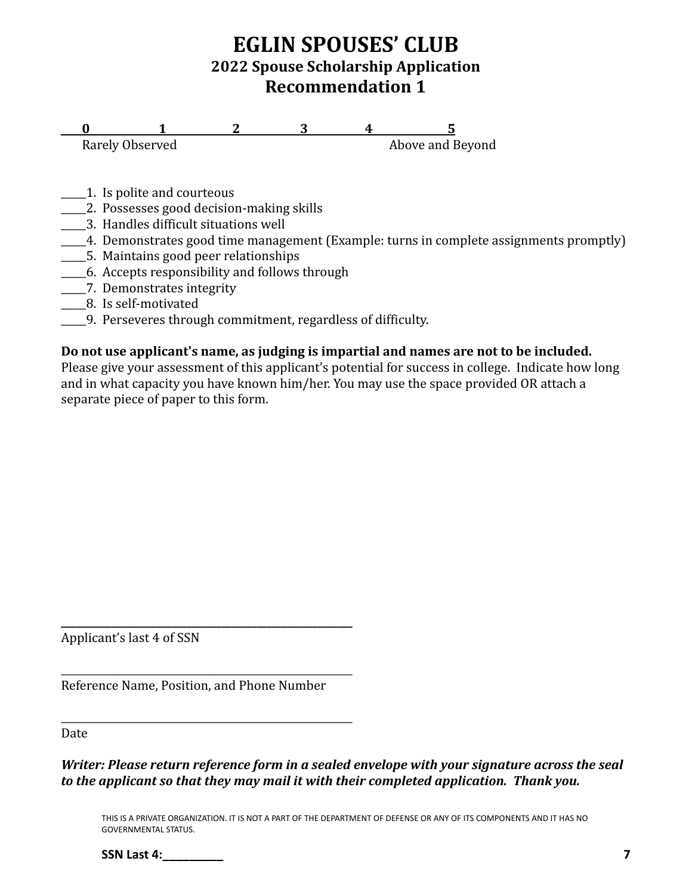# EGLIN SPOUSES' CLUB

## 2022 Spouse Scholarship Application

## Recommendation 1

| 0 | 1 | 2 | 3 | 4 | 5 |
|---|---|---|---|---|---|
| Rarely Observed | | | | Above and Beyond | |

_____1. Is polite and courteous
_____2. Possesses good decision-making skills
_____3. Handles difficult situations well
_____4. Demonstrates good time management (Example: turns in complete assignments promptly)
_____5. Maintains good peer relationships
_____6. Accepts responsibility and follows through
_____7. Demonstrates integrity
_____8. Is self-motivated
_____9. Perseveres through commitment, regardless of difficulty.

**Do not use applicant's name, as judging is impartial and names are not to be included.** Please give your assessment of this applicant's potential for success in college. Indicate how long and in what capacity you have known him/her. You may use the space provided OR attach a separate piece of paper to this form.

_______________________________________________
Applicant's last 4 of SSN

_______________________________________________
Reference Name, Position, and Phone Number

_______________________________________________
Date

***Writer: Please return reference form in a sealed envelope with your signature across the seal to the applicant so that they may mail it with their completed application. Thank you.***

THIS IS A PRIVATE ORGANIZATION. IT IS NOT A PART OF THE DEPARTMENT OF DEFENSE OR ANY OF ITS COMPONENTS AND IT HAS NO GOVERNMENTAL STATUS.

**SSN Last 4:__________**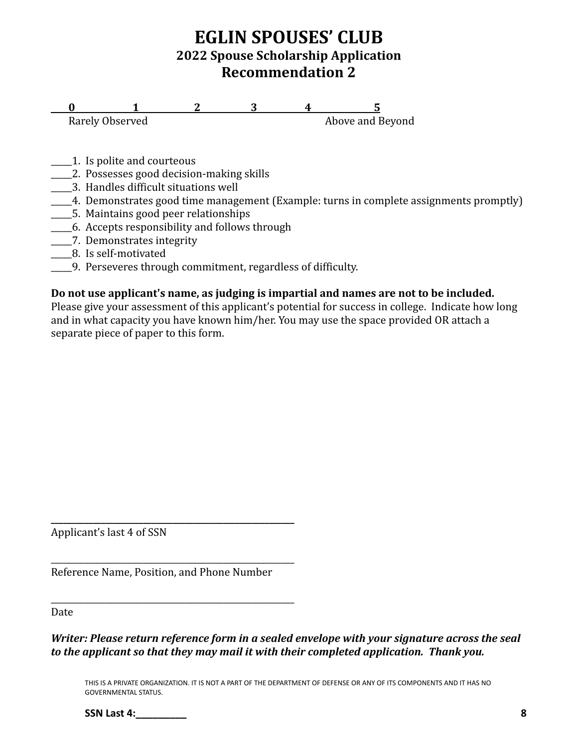# EGLIN SPOUSES' CLUB

## 2022 Spouse Scholarship Application

## Recommendation 2

| 0 | 1 | 2 | 3 | 4 | 5 |
|---|---|---|---|---|---|
| Rarely Observed | | | | | Above and Beyond |

_____1. Is polite and courteous
_____2. Possesses good decision-making skills
_____3. Handles difficult situations well
_____4. Demonstrates good time management (Example: turns in complete assignments promptly)
_____5. Maintains good peer relationships
_____6. Accepts responsibility and follows through
_____7. Demonstrates integrity
_____8. Is self-motivated
_____9. Perseveres through commitment, regardless of difficulty.

**Do not use applicant's name, as judging is impartial and names are not to be included.** Please give your assessment of this applicant's potential for success in college. Indicate how long and in what capacity you have known him/her. You may use the space provided OR attach a separate piece of paper to this form.

_______________________________________________
Applicant's last 4 of SSN

_______________________________________________
Reference Name, Position, and Phone Number

_______________________________________________
Date

***Writer: Please return reference form in a sealed envelope with your signature across the seal to the applicant so that they may mail it with their completed application. Thank you.***

THIS IS A PRIVATE ORGANIZATION. IT IS NOT A PART OF THE DEPARTMENT OF DEFENSE OR ANY OF ITS COMPONENTS AND IT HAS NO GOVERNMENTAL STATUS.

**SSN Last 4:_________**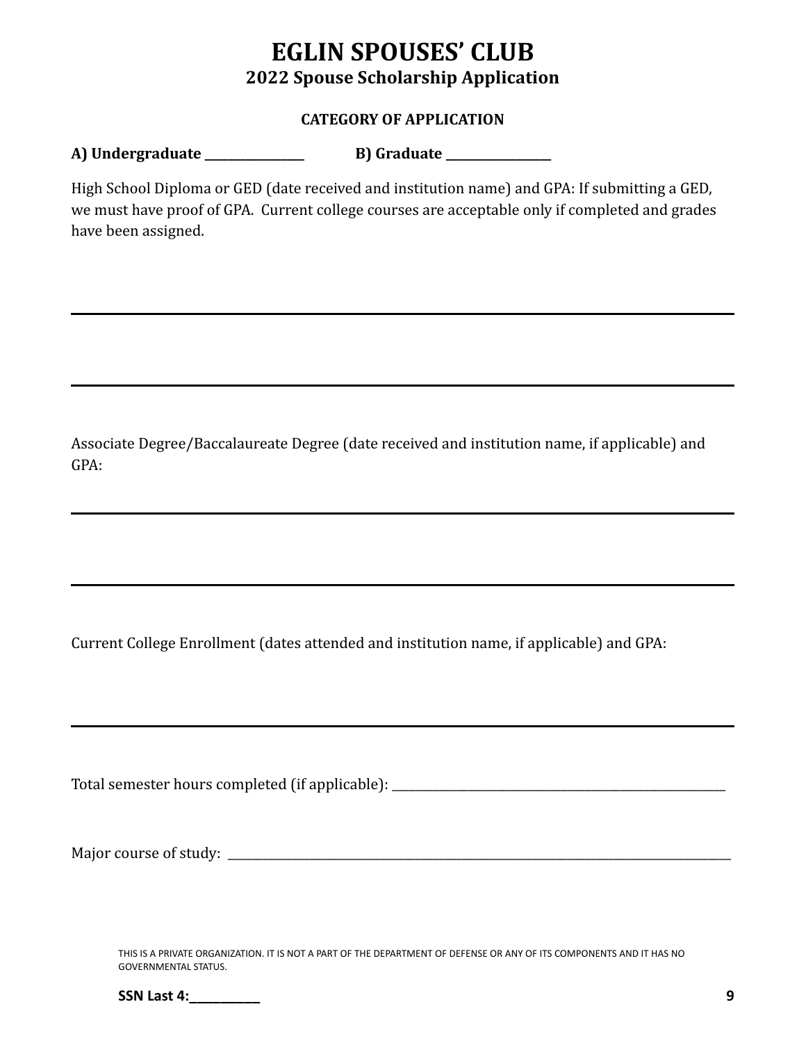# EGLIN SPOUSES' CLUB

## 2022 Spouse Scholarship Application

**CATEGORY OF APPLICATION**

**A) Undergraduate ________________** **B) Graduate ________________**

High School Diploma or GED (date received and institution name) and GPA: If submitting a GED, we must have proof of GPA. Current college courses are acceptable only if completed and grades have been assigned.

---

---

Associate Degree/Baccalaureate Degree (date received and institution name, if applicable) and GPA:

---

---

Current College Enrollment (dates attended and institution name, if applicable) and GPA:

---

Total semester hours completed (if applicable): ______________________________________________________

Major course of study: ____________________________________________________________________________________

THIS IS A PRIVATE ORGANIZATION. IT IS NOT A PART OF THE DEPARTMENT OF DEFENSE OR ANY OF ITS COMPONENTS AND IT HAS NO GOVERNMENTAL STATUS.

**SSN Last 4:_________**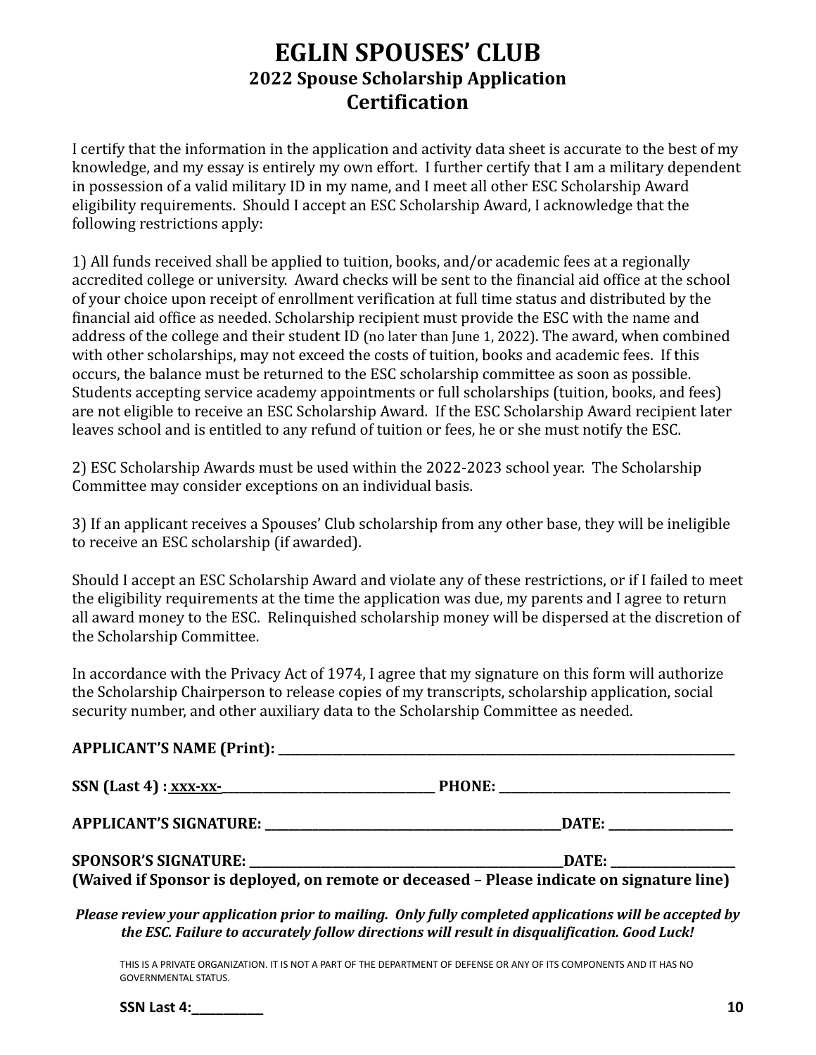# EGLIN SPOUSES' CLUB

## 2022 Spouse Scholarship Application

## Certification

I certify that the information in the application and activity data sheet is accurate to the best of my knowledge, and my essay is entirely my own effort. I further certify that I am a military dependent in possession of a valid military ID in my name, and I meet all other ESC Scholarship Award eligibility requirements. Should I accept an ESC Scholarship Award, I acknowledge that the following restrictions apply:

1) All funds received shall be applied to tuition, books, and/or academic fees at a regionally accredited college or university. Award checks will be sent to the financial aid office at the school of your choice upon receipt of enrollment verification at full time status and distributed by the financial aid office as needed. Scholarship recipient must provide the ESC with the name and address of the college and their student ID (no later than June 1, 2022). The award, when combined with other scholarships, may not exceed the costs of tuition, books and academic fees. If this occurs, the balance must be returned to the ESC scholarship committee as soon as possible. Students accepting service academy appointments or full scholarships (tuition, books, and fees) are not eligible to receive an ESC Scholarship Award. If the ESC Scholarship Award recipient later leaves school and is entitled to any refund of tuition or fees, he or she must notify the ESC.

2) ESC Scholarship Awards must be used within the 2022-2023 school year. The Scholarship Committee may consider exceptions on an individual basis.

3) If an applicant receives a Spouses' Club scholarship from any other base, they will be ineligible to receive an ESC scholarship (if awarded).

Should I accept an ESC Scholarship Award and violate any of these restrictions, or if I failed to meet the eligibility requirements at the time the application was due, my parents and I agree to return all award money to the ESC. Relinquished scholarship money will be dispersed at the discretion of the Scholarship Committee.

In accordance with the Privacy Act of 1974, I agree that my signature on this form will authorize the Scholarship Chairperson to release copies of my transcripts, scholarship application, social security number, and other auxiliary data to the Scholarship Committee as needed.

**APPLICANT'S NAME (Print):** ______________________________________________

**SSN (Last 4) :** xxx-xx-____________________ **PHONE:** ______________________

**APPLICANT'S SIGNATURE:** ____________________________ **DATE:** ____________

**SPONSOR'S SIGNATURE:** _____________________________ **DATE:** ____________

**(Waived if Sponsor is deployed, on remote or deceased – Please indicate on signature line)**

***Please review your application prior to mailing. Only fully completed applications will be accepted by the ESC. Failure to accurately follow directions will result in disqualification. Good Luck!***

THIS IS A PRIVATE ORGANIZATION. IT IS NOT A PART OF THE DEPARTMENT OF DEFENSE OR ANY OF ITS COMPONENTS AND IT HAS NO GOVERNMENTAL STATUS.

**SSN Last 4:__________**